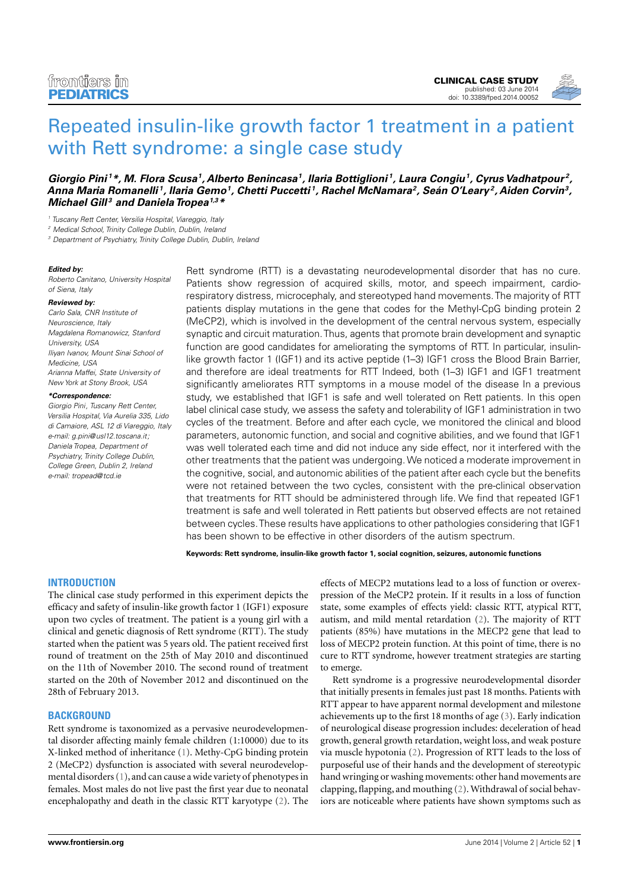CLINICAL CASE STUDY
published: 03 June 2014
doi: 10.3389/fped.2014.00052

# Repeated insulin-like growth factor 1 treatment in a patient with Rett syndrome: a single case study

***Giorgio Pini[1]\*, M. Flora Scusa[1], Alberto Benincasa[1], Ilaria Bottiglioni[1], Laura Congiu[1], Cyrus Vadhatpour[2], Anna Maria Romanelli[1], Ilaria Gemo[1], Chetti Puccetti[1], Rachel McNamara[2], Seán O'Leary[2], Aiden Corvin[3], Michael Gill[3] and Daniela Tropea[1,3]\****

[1] Tuscany Rett Center, Versilia Hospital, Viareggio, Italy
[2] Medical School, Trinity College Dublin, Dublin, Ireland
[3] Department of Psychiatry, Trinity College Dublin, Dublin, Ireland

***Edited by:***
*Roberto Canitano, University Hospital of Siena, Italy*

***Reviewed by:***
*Carlo Sala, CNR Institute of Neuroscience, Italy*
*Magdalena Romanowicz, Stanford University, USA*
*Iliyan Ivanov, Mount Sinai School of Medicine, USA*
*Arianna Maffei, State University of New York at Stony Brook, USA*

***\*Correspondence:***
*Giorgio Pini, Tuscany Rett Center, Versilia Hospital, Via Aurelia 335, Lido di Camaiore, ASL 12 di Viareggio, Italy*
*e-mail: g.pini@usl12.toscana.it;*
*Daniela Tropea, Department of Psychiatry, Trinity College Dublin, College Green, Dublin 2, Ireland*
*e-mail: tropead@tcd.ie*

Rett syndrome (RTT) is a devastating neurodevelopmental disorder that has no cure. Patients show regression of acquired skills, motor, and speech impairment, cardio-respiratory distress, microcephaly, and stereotyped hand movements. The majority of RTT patients display mutations in the gene that codes for the Methyl-CpG binding protein 2 (MeCP2), which is involved in the development of the central nervous system, especially synaptic and circuit maturation. Thus, agents that promote brain development and synaptic function are good candidates for ameliorating the symptoms of RTT. In particular, insulin-like growth factor 1 (IGF1) and its active peptide (1–3) IGF1 cross the Blood Brain Barrier, and therefore are ideal treatments for RTT Indeed, both (1–3) IGF1 and IGF1 treatment significantly ameliorates RTT symptoms in a mouse model of the disease In a previous study, we established that IGF1 is safe and well tolerated on Rett patients. In this open label clinical case study, we assess the safety and tolerability of IGF1 administration in two cycles of the treatment. Before and after each cycle, we monitored the clinical and blood parameters, autonomic function, and social and cognitive abilities, and we found that IGF1 was well tolerated each time and did not induce any side effect, nor it interfered with the other treatments that the patient was undergoing. We noticed a moderate improvement in the cognitive, social, and autonomic abilities of the patient after each cycle but the benefits were not retained between the two cycles, consistent with the pre-clinical observation that treatments for RTT should be administered through life. We find that repeated IGF1 treatment is safe and well tolerated in Rett patients but observed effects are not retained between cycles. These results have applications to other pathologies considering that IGF1 has been shown to be effective in other disorders of the autism spectrum.

**Keywords: Rett syndrome, insulin-like growth factor 1, social cognition, seizures, autonomic functions**

## INTRODUCTION

The clinical case study performed in this experiment depicts the efficacy and safety of insulin-like growth factor 1 (IGF1) exposure upon two cycles of treatment. The patient is a young girl with a clinical and genetic diagnosis of Rett syndrome (RTT). The study started when the patient was 5 years old. The patient received first round of treatment on the 25th of May 2010 and discontinued on the 11th of November 2010. The second round of treatment started on the 20th of November 2012 and discontinued on the 28th of February 2013.

## BACKGROUND

Rett syndrome is taxonomized as a pervasive neurodevelopmental disorder affecting mainly female children (1:10000) due to its X-linked method of inheritance (1). Methy-CpG binding protein 2 (MeCP2) dysfunction is associated with several neurodevelopmental disorders (1), and can cause a wide variety of phenotypes in females. Most males do not live past the first year due to neonatal encephalopathy and death in the classic RTT karyotype (2). The effects of MECP2 mutations lead to a loss of function or overexpression of the MeCP2 protein. If it results in a loss of function state, some examples of effects yield: classic RTT, atypical RTT, autism, and mild mental retardation (2). The majority of RTT patients (85%) have mutations in the MECP2 gene that lead to loss of MECP2 protein function. At this point of time, there is no cure to RTT syndrome, however treatment strategies are starting to emerge.

Rett syndrome is a progressive neurodevelopmental disorder that initially presents in females just past 18 months. Patients with RTT appear to have apparent normal development and milestone achievements up to the first 18 months of age (3). Early indication of neurological disease progression includes: deceleration of head growth, general growth retardation, weight loss, and weak posture via muscle hypotonia (2). Progression of RTT leads to the loss of purposeful use of their hands and the development of stereotypic hand wringing or washing movements: other hand movements are clapping, flapping, and mouthing (2). Withdrawal of social behaviors are noticeable where patients have shown symptoms such as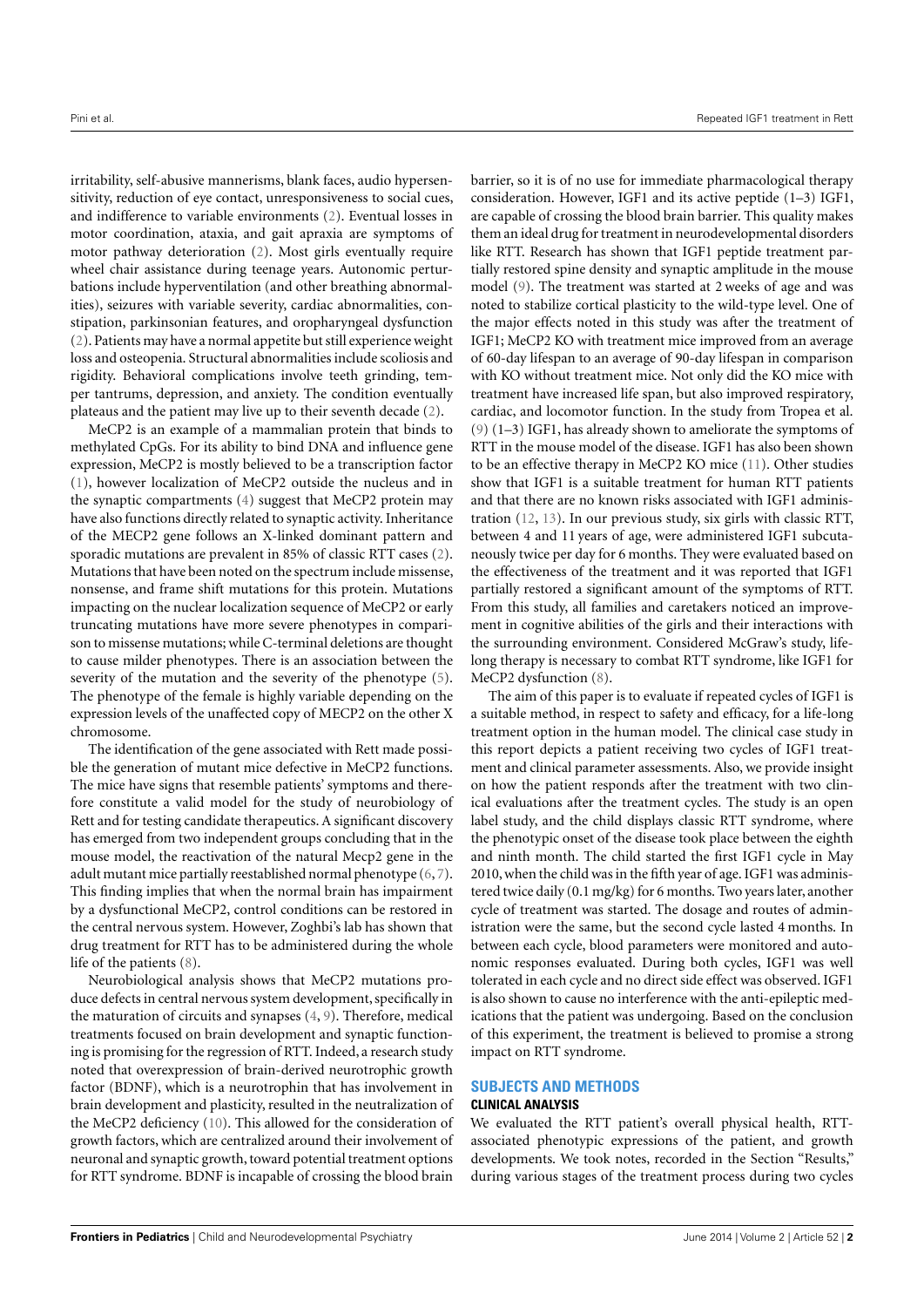irritability, self-abusive mannerisms, blank faces, audio hypersensitivity, reduction of eye contact, unresponsiveness to social cues, and indifference to variable environments (2). Eventual losses in motor coordination, ataxia, and gait apraxia are symptoms of motor pathway deterioration (2). Most girls eventually require wheel chair assistance during teenage years. Autonomic perturbations include hyperventilation (and other breathing abnormalities), seizures with variable severity, cardiac abnormalities, constipation, parkinsonian features, and oropharyngeal dysfunction (2). Patients may have a normal appetite but still experience weight loss and osteopenia. Structural abnormalities include scoliosis and rigidity. Behavioral complications involve teeth grinding, temper tantrums, depression, and anxiety. The condition eventually plateaus and the patient may live up to their seventh decade (2).

MeCP2 is an example of a mammalian protein that binds to methylated CpGs. For its ability to bind DNA and influence gene expression, MeCP2 is mostly believed to be a transcription factor (1), however localization of MeCP2 outside the nucleus and in the synaptic compartments (4) suggest that MeCP2 protein may have also functions directly related to synaptic activity. Inheritance of the MECP2 gene follows an X-linked dominant pattern and sporadic mutations are prevalent in 85% of classic RTT cases (2). Mutations that have been noted on the spectrum include missense, nonsense, and frame shift mutations for this protein. Mutations impacting on the nuclear localization sequence of MeCP2 or early truncating mutations have more severe phenotypes in comparison to missense mutations; while C-terminal deletions are thought to cause milder phenotypes. There is an association between the severity of the mutation and the severity of the phenotype (5). The phenotype of the female is highly variable depending on the expression levels of the unaffected copy of MECP2 on the other X chromosome.

The identification of the gene associated with Rett made possible the generation of mutant mice defective in MeCP2 functions. The mice have signs that resemble patients' symptoms and therefore constitute a valid model for the study of neurobiology of Rett and for testing candidate therapeutics. A significant discovery has emerged from two independent groups concluding that in the mouse model, the reactivation of the natural Mecp2 gene in the adult mutant mice partially reestablished normal phenotype (6, 7). This finding implies that when the normal brain has impairment by a dysfunctional MeCP2, control conditions can be restored in the central nervous system. However, Zoghbi's lab has shown that drug treatment for RTT has to be administered during the whole life of the patients (8).

Neurobiological analysis shows that MeCP2 mutations produce defects in central nervous system development, specifically in the maturation of circuits and synapses (4, 9). Therefore, medical treatments focused on brain development and synaptic functioning is promising for the regression of RTT. Indeed, a research study noted that overexpression of brain-derived neurotrophic growth factor (BDNF), which is a neurotrophin that has involvement in brain development and plasticity, resulted in the neutralization of the MeCP2 deficiency (10). This allowed for the consideration of growth factors, which are centralized around their involvement of neuronal and synaptic growth, toward potential treatment options for RTT syndrome. BDNF is incapable of crossing the blood brain barrier, so it is of no use for immediate pharmacological therapy consideration. However, IGF1 and its active peptide (1–3) IGF1, are capable of crossing the blood brain barrier. This quality makes them an ideal drug for treatment in neurodevelopmental disorders like RTT. Research has shown that IGF1 peptide treatment partially restored spine density and synaptic amplitude in the mouse model (9). The treatment was started at 2 weeks of age and was noted to stabilize cortical plasticity to the wild-type level. One of the major effects noted in this study was after the treatment of IGF1; MeCP2 KO with treatment mice improved from an average of 60-day lifespan to an average of 90-day lifespan in comparison with KO without treatment mice. Not only did the KO mice with treatment have increased life span, but also improved respiratory, cardiac, and locomotor function. In the study from Tropea et al. (9) (1–3) IGF1, has already shown to ameliorate the symptoms of RTT in the mouse model of the disease. IGF1 has also been shown to be an effective therapy in MeCP2 KO mice (11). Other studies show that IGF1 is a suitable treatment for human RTT patients and that there are no known risks associated with IGF1 administration (12, 13). In our previous study, six girls with classic RTT, between 4 and 11 years of age, were administered IGF1 subcutaneously twice per day for 6 months. They were evaluated based on the effectiveness of the treatment and it was reported that IGF1 partially restored a significant amount of the symptoms of RTT. From this study, all families and caretakers noticed an improvement in cognitive abilities of the girls and their interactions with the surrounding environment. Considered McGraw's study, life-long therapy is necessary to combat RTT syndrome, like IGF1 for MeCP2 dysfunction (8).

The aim of this paper is to evaluate if repeated cycles of IGF1 is a suitable method, in respect to safety and efficacy, for a life-long treatment option in the human model. The clinical case study in this report depicts a patient receiving two cycles of IGF1 treatment and clinical parameter assessments. Also, we provide insight on how the patient responds after the treatment with two clinical evaluations after the treatment cycles. The study is an open label study, and the child displays classic RTT syndrome, where the phenotypic onset of the disease took place between the eighth and ninth month. The child started the first IGF1 cycle in May 2010, when the child was in the fifth year of age. IGF1 was administered twice daily (0.1 mg/kg) for 6 months. Two years later, another cycle of treatment was started. The dosage and routes of administration were the same, but the second cycle lasted 4 months. In between each cycle, blood parameters were monitored and autonomic responses evaluated. During both cycles, IGF1 was well tolerated in each cycle and no direct side effect was observed. IGF1 is also shown to cause no interference with the anti-epileptic medications that the patient was undergoing. Based on the conclusion of this experiment, the treatment is believed to promise a strong impact on RTT syndrome.

## SUBJECTS AND METHODS

### CLINICAL ANALYSIS

We evaluated the RTT patient's overall physical health, RTT-associated phenotypic expressions of the patient, and growth developments. We took notes, recorded in the Section "Results," during various stages of the treatment process during two cycles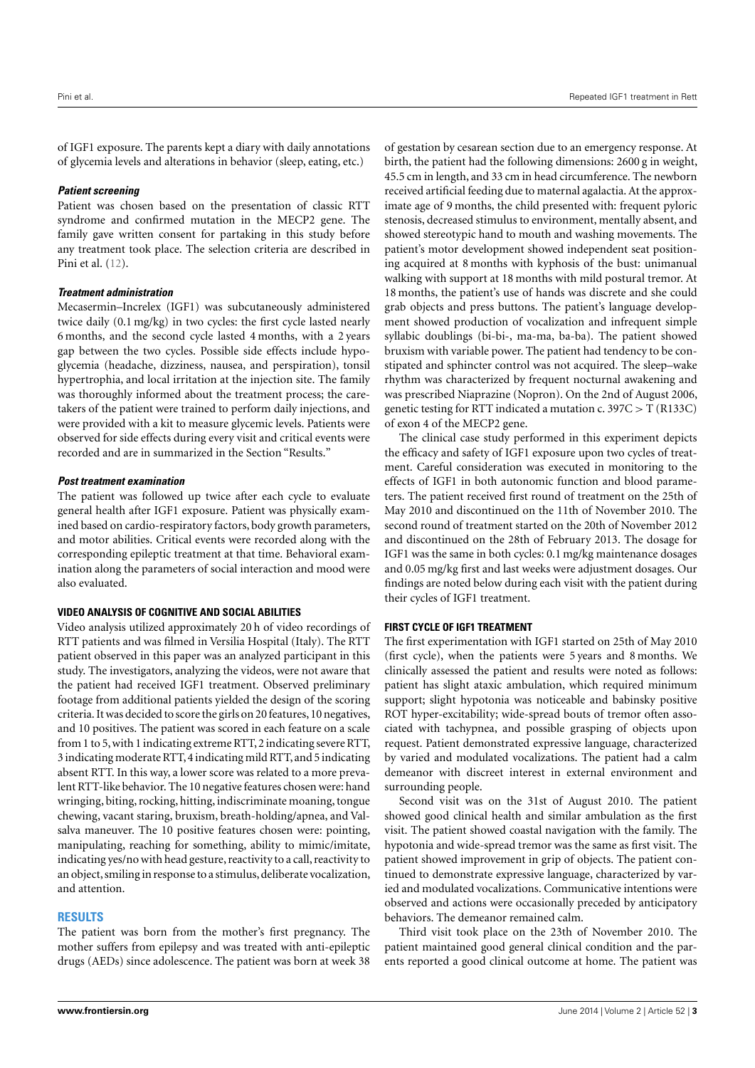of IGF1 exposure. The parents kept a diary with daily annotations of glycemia levels and alterations in behavior (sleep, eating, etc.)

#### *Patient screening*

Patient was chosen based on the presentation of classic RTT syndrome and confirmed mutation in the MECP2 gene. The family gave written consent for partaking in this study before any treatment took place. The selection criteria are described in Pini et al. (12).

#### *Treatment administration*

Mecasermin–Increlex (IGF1) was subcutaneously administered twice daily (0.1 mg/kg) in two cycles: the first cycle lasted nearly 6 months, and the second cycle lasted 4 months, with a 2 years gap between the two cycles. Possible side effects include hypoglycemia (headache, dizziness, nausea, and perspiration), tonsil hypertrophia, and local irritation at the injection site. The family was thoroughly informed about the treatment process; the caretakers of the patient were trained to perform daily injections, and were provided with a kit to measure glycemic levels. Patients were observed for side effects during every visit and critical events were recorded and are in summarized in the Section "Results."

#### *Post treatment examination*

The patient was followed up twice after each cycle to evaluate general health after IGF1 exposure. Patient was physically examined based on cardio-respiratory factors, body growth parameters, and motor abilities. Critical events were recorded along with the corresponding epileptic treatment at that time. Behavioral examination along the parameters of social interaction and mood were also evaluated.

### VIDEO ANALYSIS OF COGNITIVE AND SOCIAL ABILITIES

Video analysis utilized approximately 20 h of video recordings of RTT patients and was filmed in Versilia Hospital (Italy). The RTT patient observed in this paper was an analyzed participant in this study. The investigators, analyzing the videos, were not aware that the patient had received IGF1 treatment. Observed preliminary footage from additional patients yielded the design of the scoring criteria. It was decided to score the girls on 20 features, 10 negatives, and 10 positives. The patient was scored in each feature on a scale from 1 to 5, with 1 indicating extreme RTT, 2 indicating severe RTT, 3 indicating moderate RTT, 4 indicating mild RTT, and 5 indicating absent RTT. In this way, a lower score was related to a more prevalent RTT-like behavior. The 10 negative features chosen were: hand wringing, biting, rocking, hitting, indiscriminate moaning, tongue chewing, vacant staring, bruxism, breath-holding/apnea, and Valsalva maneuver. The 10 positive features chosen were: pointing, manipulating, reaching for something, ability to mimic/imitate, indicating yes/no with head gesture, reactivity to a call, reactivity to an object, smiling in response to a stimulus, deliberate vocalization, and attention.

## RESULTS

The patient was born from the mother's first pregnancy. The mother suffers from epilepsy and was treated with anti-epileptic drugs (AEDs) since adolescence. The patient was born at week 38 of gestation by cesarean section due to an emergency response. At birth, the patient had the following dimensions: 2600 g in weight, 45.5 cm in length, and 33 cm in head circumference. The newborn received artificial feeding due to maternal agalactia. At the approximate age of 9 months, the child presented with: frequent pyloric stenosis, decreased stimulus to environment, mentally absent, and showed stereotypic hand to mouth and washing movements. The patient's motor development showed independent seat positioning acquired at 8 months with kyphosis of the bust: unimanual walking with support at 18 months with mild postural tremor. At 18 months, the patient's use of hands was discrete and she could grab objects and press buttons. The patient's language development showed production of vocalization and infrequent simple syllabic doublings (bi-bi-, ma-ma, ba-ba). The patient showed bruxism with variable power. The patient had tendency to be constipated and sphincter control was not acquired. The sleep–wake rhythm was characterized by frequent nocturnal awakening and was prescribed Niaprazine (Nopron). On the 2nd of August 2006, genetic testing for RTT indicated a mutation c. 397C > T (R133C) of exon 4 of the MECP2 gene.

The clinical case study performed in this experiment depicts the efficacy and safety of IGF1 exposure upon two cycles of treatment. Careful consideration was executed in monitoring to the effects of IGF1 in both autonomic function and blood parameters. The patient received first round of treatment on the 25th of May 2010 and discontinued on the 11th of November 2010. The second round of treatment started on the 20th of November 2012 and discontinued on the 28th of February 2013. The dosage for IGF1 was the same in both cycles: 0.1 mg/kg maintenance dosages and 0.05 mg/kg first and last weeks were adjustment dosages. Our findings are noted below during each visit with the patient during their cycles of IGF1 treatment.

### FIRST CYCLE OF IGF1 TREATMENT

The first experimentation with IGF1 started on 25th of May 2010 (first cycle), when the patients were 5 years and 8 months. We clinically assessed the patient and results were noted as follows: patient has slight ataxic ambulation, which required minimum support; slight hypotonia was noticeable and babinsky positive ROT hyper-excitability; wide-spread bouts of tremor often associated with tachypnea, and possible grasping of objects upon request. Patient demonstrated expressive language, characterized by varied and modulated vocalizations. The patient had a calm demeanor with discreet interest in external environment and surrounding people.

Second visit was on the 31st of August 2010. The patient showed good clinical health and similar ambulation as the first visit. The patient showed coastal navigation with the family. The hypotonia and wide-spread tremor was the same as first visit. The patient showed improvement in grip of objects. The patient continued to demonstrate expressive language, characterized by varied and modulated vocalizations. Communicative intentions were observed and actions were occasionally preceded by anticipatory behaviors. The demeanor remained calm.

Third visit took place on the 23th of November 2010. The patient maintained good general clinical condition and the parents reported a good clinical outcome at home. The patient was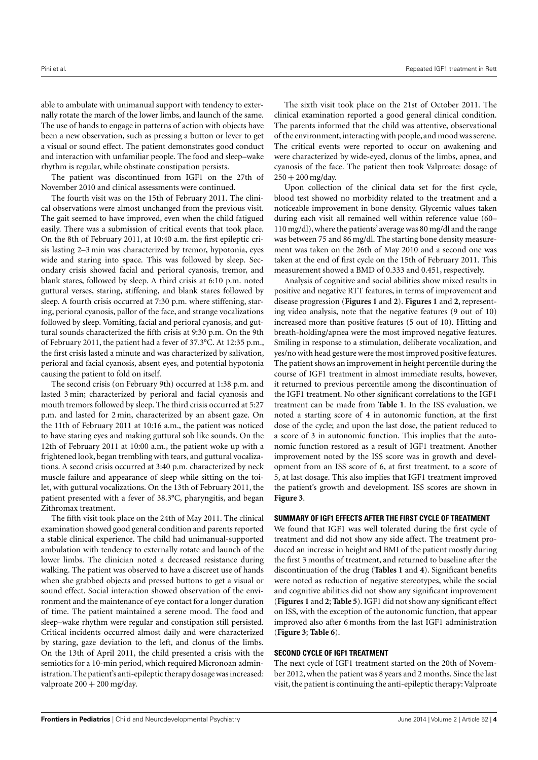able to ambulate with unimanual support with tendency to externally rotate the march of the lower limbs, and launch of the same. The use of hands to engage in patterns of action with objects have been a new observation, such as pressing a button or lever to get a visual or sound effect. The patient demonstrates good conduct and interaction with unfamiliar people. The food and sleep–wake rhythm is regular, while obstinate constipation persists.

The patient was discontinued from IGF1 on the 27th of November 2010 and clinical assessments were continued.

The fourth visit was on the 15th of February 2011. The clinical observations were almost unchanged from the previous visit. The gait seemed to have improved, even when the child fatigued easily. There was a submission of critical events that took place. On the 8th of February 2011, at 10:40 a.m. the first epileptic crisis lasting 2–3 min was characterized by tremor, hypotonia, eyes wide and staring into space. This was followed by sleep. Secondary crisis showed facial and perioral cyanosis, tremor, and blank stares, followed by sleep. A third crisis at 6:10 p.m. noted guttural verses, staring, stiffening, and blank stares followed by sleep. A fourth crisis occurred at 7:30 p.m. where stiffening, staring, perioral cyanosis, pallor of the face, and strange vocalizations followed by sleep. Vomiting, facial and perioral cyanosis, and guttural sounds characterized the fifth crisis at 9:30 p.m. On the 9th of February 2011, the patient had a fever of 37.3°C. At 12:35 p.m., the first crisis lasted a minute and was characterized by salivation, perioral and facial cyanosis, absent eyes, and potential hypotonia causing the patient to fold on itself.

The second crisis (on February 9th) occurred at 1:38 p.m. and lasted 3 min; characterized by perioral and facial cyanosis and mouth tremors followed by sleep. The third crisis occurred at 5:27 p.m. and lasted for 2 min, characterized by an absent gaze. On the 11th of February 2011 at 10:16 a.m., the patient was noticed to have staring eyes and making guttural sob like sounds. On the 12th of February 2011 at 10:00 a.m., the patient woke up with a frightened look, began trembling with tears, and guttural vocalizations. A second crisis occurred at 3:40 p.m. characterized by neck muscle failure and appearance of sleep while sitting on the toilet, with guttural vocalizations. On the 13th of February 2011, the patient presented with a fever of 38.3°C, pharyngitis, and began Zithromax treatment.

The fifth visit took place on the 24th of May 2011. The clinical examination showed good general condition and parents reported a stable clinical experience. The child had unimanual-supported ambulation with tendency to externally rotate and launch of the lower limbs. The clinician noted a decreased resistance during walking. The patient was observed to have a discreet use of hands when she grabbed objects and pressed buttons to get a visual or sound effect. Social interaction showed observation of the environment and the maintenance of eye contact for a longer duration of time. The patient maintained a serene mood. The food and sleep–wake rhythm were regular and constipation still persisted. Critical incidents occurred almost daily and were characterized by staring, gaze deviation to the left, and clonus of the limbs. On the 13th of April 2011, the child presented a crisis with the semiotics for a 10-min period, which required Micronoan administration. The patient's anti-epileptic therapy dosage was increased: valproate 200 + 200 mg/day.

The sixth visit took place on the 21st of October 2011. The clinical examination reported a good general clinical condition. The parents informed that the child was attentive, observational of the environment, interacting with people, and mood was serene. The critical events were reported to occur on awakening and were characterized by wide-eyed, clonus of the limbs, apnea, and cyanosis of the face. The patient then took Valproate: dosage of 250 + 200 mg/day.

Upon collection of the clinical data set for the first cycle, blood test showed no morbidity related to the treatment and a noticeable improvement in bone density. Glycemic values taken during each visit all remained well within reference value (60–110 mg/dl), where the patients' average was 80 mg/dl and the range was between 75 and 86 mg/dl. The starting bone density measurement was taken on the 26th of May 2010 and a second one was taken at the end of first cycle on the 15th of February 2011. This measurement showed a BMD of 0.333 and 0.451, respectively.

Analysis of cognitive and social abilities show mixed results in positive and negative RTT features, in terms of improvement and disease progression (**Figures 1** and **2**). **Figures 1** and **2**, representing video analysis, note that the negative features (9 out of 10) increased more than positive features (5 out of 10). Hitting and breath-holding/apnea were the most improved negative features. Smiling in response to a stimulation, deliberate vocalization, and yes/no with head gesture were the most improved positive features. The patient shows an improvement in height percentile during the course of IGF1 treatment in almost immediate results, however, it returned to previous percentile among the discontinuation of the IGF1 treatment. No other significant correlations to the IGF1 treatment can be made from **Table 1**. In the ISS evaluation, we noted a starting score of 4 in autonomic function, at the first dose of the cycle; and upon the last dose, the patient reduced to a score of 3 in autonomic function. This implies that the autonomic function restored as a result of IGF1 treatment. Another improvement noted by the ISS score was in growth and development from an ISS score of 6, at first treatment, to a score of 5, at last dosage. This also implies that IGF1 treatment improved the patient's growth and development. ISS scores are shown in **Figure 3**.

### SUMMARY OF IGF1 EFFECTS AFTER THE FIRST CYCLE OF TREATMENT

We found that IGF1 was well tolerated during the first cycle of treatment and did not show any side affect. The treatment produced an increase in height and BMI of the patient mostly during the first 3 months of treatment, and returned to baseline after the discontinuation of the drug (**Tables 1** and **4**). Significant benefits were noted as reduction of negative stereotypes, while the social and cognitive abilities did not show any significant improvement (**Figures 1** and **2**; **Table 5**). IGF1 did not show any significant effect on ISS, with the exception of the autonomic function, that appear improved also after 6 months from the last IGF1 administration (**Figure 3**; **Table 6**).

### SECOND CYCLE OF IGF1 TREATMENT

The next cycle of IGF1 treatment started on the 20th of November 2012, when the patient was 8 years and 2 months. Since the last visit, the patient is continuing the anti-epileptic therapy: Valproate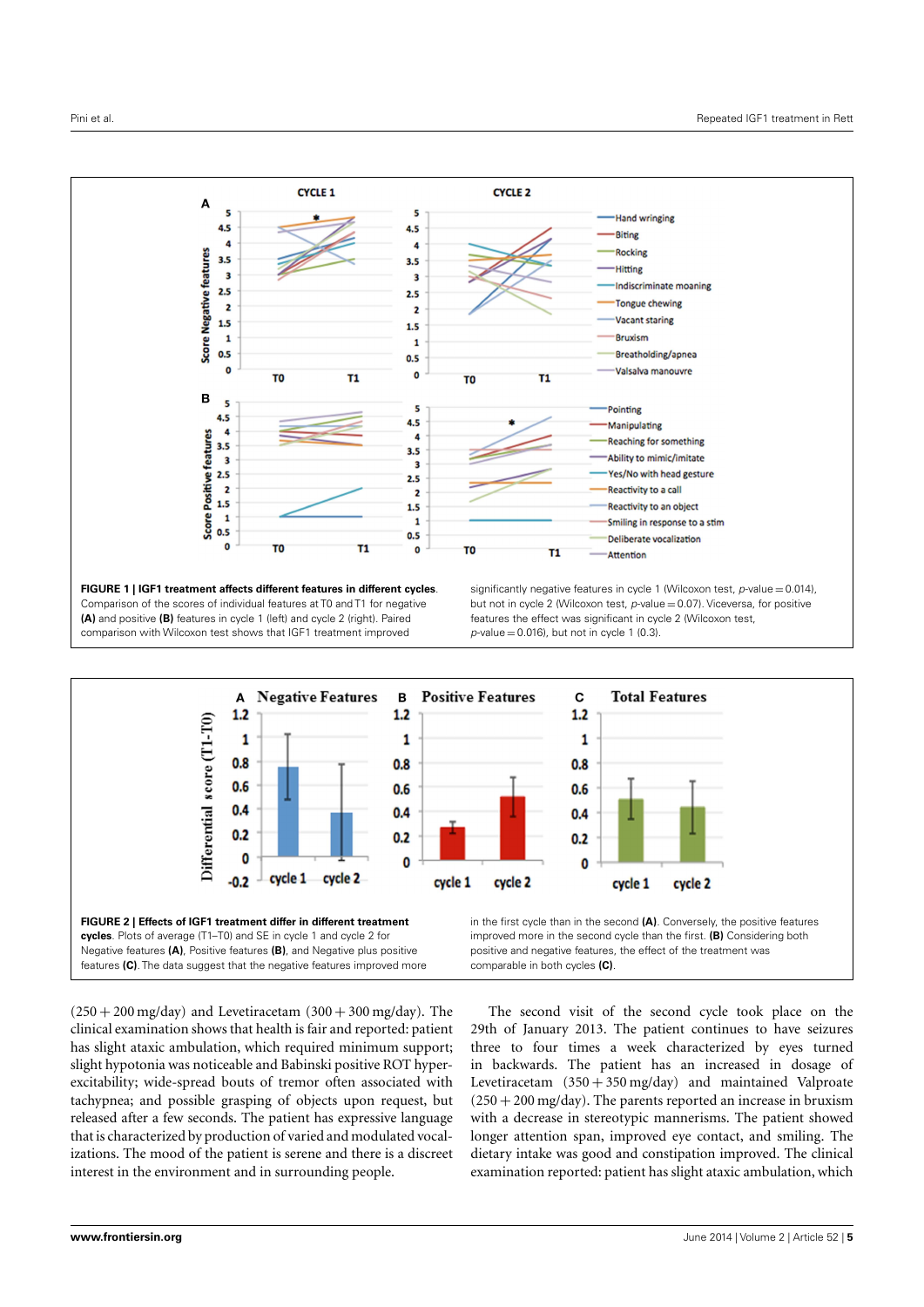CYCLE 1

CYCLE 2

A

Score Negative features

5
4.5
4
3.5
3
2.5
2
1.5
1
0.5
0

T0 T1

*

Hand wringing
Biting
Rocking
Hitting
Indiscriminate moaning
Tongue chewing
Vacant staring
Bruxism
Breatholding/apnea
Valsalva manouvre

B

Score Positive features

T0 T1

*

Pointing
Manipulating
Reaching for something
Ability to mimic/imitate
Yes/No with head gesture
Reactivity to a call
Reactivity to an object
Smiling in response to a stim
Deliberate vocalization
Attention

**FIGURE 1 | IGF1 treatment affects different features in different cycles.** Comparison of the scores of individual features at T0 and T1 for negative **(A)** and positive **(B)** features in cycle 1 (left) and cycle 2 (right). Paired comparison with Wilcoxon test shows that IGF1 treatment improved significantly negative features in cycle 1 (Wilcoxon test, *p*-value = 0.014), but not in cycle 2 (Wilcoxon test, *p*-value = 0.07). Viceversa, for positive features the effect was significant in cycle 2 (Wilcoxon test, *p*-value = 0.016), but not in cycle 1 (0.3).

A Negative Features

B Positive Features

C Total Features

Differential score (T1-T0)

1.2
1
0.8
0.6
0.4
0.2
0
-0.2

cycle 1 cycle 2

**FIGURE 2 | Effects of IGF1 treatment differ in different treatment cycles.** Plots of average (T1–T0) and SE in cycle 1 and cycle 2 for Negative features **(A)**, Positive features **(B)**, and Negative plus positive features **(C)**. The data suggest that the negative features improved more in the first cycle than in the second **(A)**. Conversely, the positive features improved more in the second cycle than the first. **(B)** Considering both positive and negative features, the effect of the treatment was comparable in both cycles **(C)**.

(250 + 200 mg/day) and Levetiracetam (300 + 300 mg/day). The clinical examination shows that health is fair and reported: patient has slight ataxic ambulation, which required minimum support; slight hypotonia was noticeable and Babinski positive ROT hyperexcitability; wide-spread bouts of tremor often associated with tachypnea; and possible grasping of objects upon request, but released after a few seconds. The patient has expressive language that is characterized by production of varied and modulated vocalizations. The mood of the patient is serene and there is a discreet interest in the environment and in surrounding people.

The second visit of the second cycle took place on the 29th of January 2013. The patient continues to have seizures three to four times a week characterized by eyes turned in backwards. The patient has an increased in dosage of Levetiracetam (350 + 350 mg/day) and maintained Valproate (250 + 200 mg/day). The parents reported an increase in bruxism with a decrease in stereotypic mannerisms. The patient showed longer attention span, improved eye contact, and smiling. The dietary intake was good and constipation improved. The clinical examination reported: patient has slight ataxic ambulation, which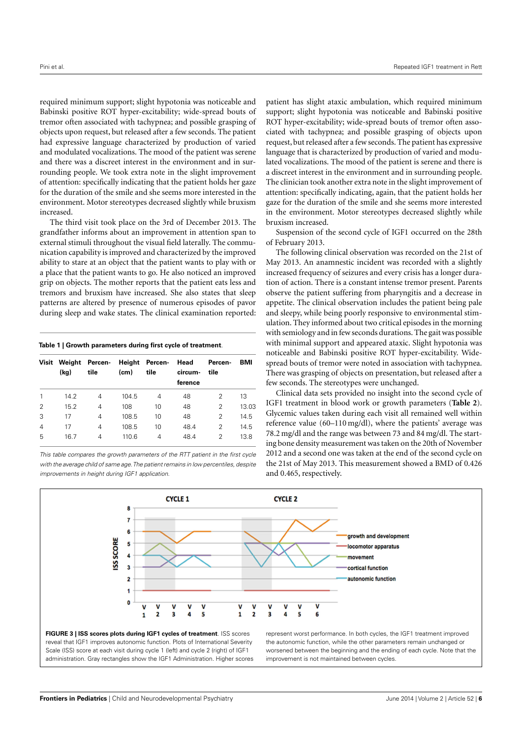required minimum support; slight hypotonia was noticeable and Babinski positive ROT hyper-excitability; wide-spread bouts of tremor often associated with tachypnea; and possible grasping of objects upon request, but released after a few seconds. The patient had expressive language characterized by production of varied and modulated vocalizations. The mood of the patient was serene and there was a discreet interest in the environment and in surrounding people. We took extra note in the slight improvement of attention: specifically indicating that the patient holds her gaze for the duration of the smile and she seems more interested in the environment. Motor stereotypes decreased slightly while bruxism increased.

The third visit took place on the 3rd of December 2013. The grandfather informs about an improvement in attention span to external stimuli throughout the visual field laterally. The communication capability is improved and characterized by the improved ability to stare at an object that the patient wants to play with or a place that the patient wants to go. He also noticed an improved grip on objects. The mother reports that the patient eats less and tremors and bruxism have increased. She also states that sleep patterns are altered by presence of numerous episodes of pavor during sleep and wake states. The clinical examination reported:

**Table 1 | Growth parameters during first cycle of treatment.**

| Visit | Weight (kg) | Percentile | Height (cm) | Percentile | Head circumference | Percentile | BMI |
|---|---|---|---|---|---|---|---|
| 1 | 14.2 | 4 | 104.5 | 4 | 48 | 2 | 13 |
| 2 | 15.2 | 4 | 108 | 10 | 48 | 2 | 13.03 |
| 3 | 17 | 4 | 108.5 | 10 | 48 | 2 | 14.5 |
| 4 | 17 | 4 | 108.5 | 10 | 48.4 | 2 | 14.5 |
| 5 | 16.7 | 4 | 110.6 | 4 | 48.4 | 2 | 13.8 |

*This table compares the growth parameters of the RTT patient in the first cycle with the average child of same age. The patient remains in low percentiles, despite improvements in height during IGF1 application.*

patient has slight ataxic ambulation, which required minimum support; slight hypotonia was noticeable and Babinski positive ROT hyper-excitability; wide-spread bouts of tremor often associated with tachypnea; and possible grasping of objects upon request, but released after a few seconds. The patient has expressive language that is characterized by production of varied and modulated vocalizations. The mood of the patient is serene and there is a discreet interest in the environment and in surrounding people. The clinician took another extra note in the slight improvement of attention: specifically indicating, again, that the patient holds her gaze for the duration of the smile and she seems more interested in the environment. Motor stereotypes decreased slightly while bruxism increased.

Suspension of the second cycle of IGF1 occurred on the 28th of February 2013.

The following clinical observation was recorded on the 21st of May 2013. An anamnestic incident was recorded with a slightly increased frequency of seizures and every crisis has a longer duration of action. There is a constant intense tremor present. Parents observe the patient suffering from pharyngitis and a decrease in appetite. The clinical observation includes the patient being pale and sleepy, while being poorly responsive to environmental stimulation. They informed about two critical episodes in the morning with semiology and in few seconds durations. The gait was possible with minimal support and appeared ataxic. Slight hypotonia was noticeable and Babinski positive ROT hyper-excitability. Wide-spread bouts of tremor were noted in association with tachypnea. There was grasping of objects on presentation, but released after a few seconds. The stereotypes were unchanged.

Clinical data sets provided no insight into the second cycle of IGF1 treatment in blood work or growth parameters (**Table 2**). Glycemic values taken during each visit all remained well within reference value (60–110 mg/dl), where the patients' average was 78.2 mg/dl and the range was between 73 and 84 mg/dl. The starting bone density measurement was taken on the 20th of November 2012 and a second one was taken at the end of the second cycle on the 21st of May 2013. This measurement showed a BMD of 0.426 and 0.465, respectively.

CYCLE 1
CYCLE 2
ISS SCORE
8
7
6
5
4
3
2
1
0
V 1 V 2 V 3 V 4 V 5
V 1 V 2 V 3 V 4 V 5 V 6
growth and development
locomotor apparatus
movement
cortical function
autonomic function

**FIGURE 3 | ISS scores plots during IGF1 cycles of treatment.** ISS scores reveal that IGF1 improves autonomic function. Plots of International Severity Scale (ISS) score at each visit during cycle 1 (left) and cycle 2 (right) of IGF1 administration. Gray rectangles show the IGF1 Administration. Higher scores represent worst performance. In both cycles, the IGF1 treatment improved the autonomic function, while the other parameters remain unchanged or worsened between the beginning and the ending of each cycle. Note that the improvement is not maintained between cycles.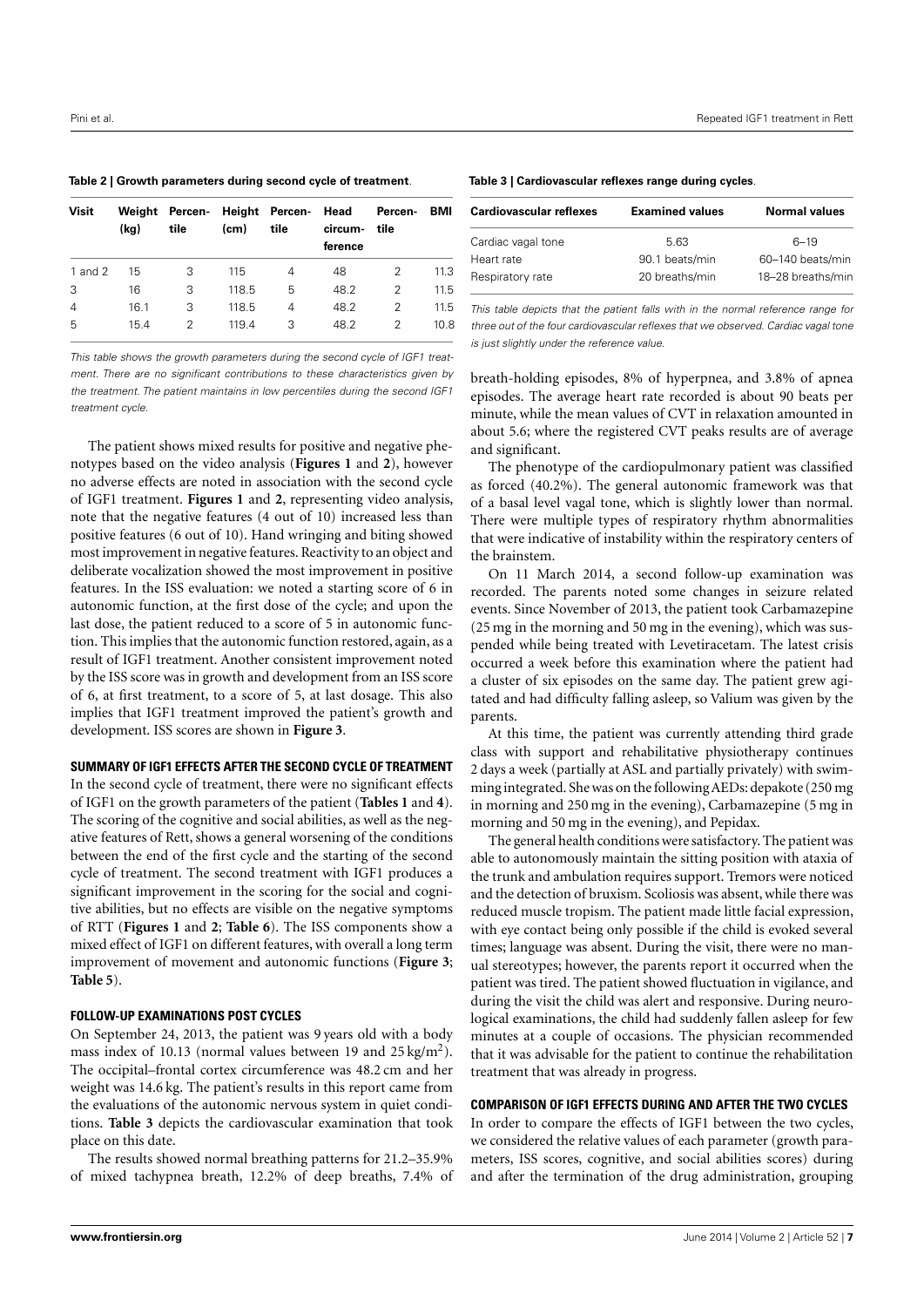**Table 2 | Growth parameters during second cycle of treatment**.

| Visit | Weight (kg) | Percentile | Height (cm) | Percentile | Head circumference | Percentile | BMI |
|---|---|---|---|---|---|---|---|
| 1 and 2 | 15 | 3 | 115 | 4 | 48 | 2 | 11.3 |
| 3 | 16 | 3 | 118.5 | 5 | 48.2 | 2 | 11.5 |
| 4 | 16.1 | 3 | 118.5 | 4 | 48.2 | 2 | 11.5 |
| 5 | 15.4 | 2 | 119.4 | 3 | 48.2 | 2 | 10.8 |

*This table shows the growth parameters during the second cycle of IGF1 treatment. There are no significant contributions to these characteristics given by the treatment. The patient maintains in low percentiles during the second IGF1 treatment cycle.*

The patient shows mixed results for positive and negative phenotypes based on the video analysis (**Figures 1** and **2**), however no adverse effects are noted in association with the second cycle of IGF1 treatment. **Figures 1** and **2**, representing video analysis, note that the negative features (4 out of 10) increased less than positive features (6 out of 10). Hand wringing and biting showed most improvement in negative features. Reactivity to an object and deliberate vocalization showed the most improvement in positive features. In the ISS evaluation: we noted a starting score of 6 in autonomic function, at the first dose of the cycle; and upon the last dose, the patient reduced to a score of 5 in autonomic function. This implies that the autonomic function restored, again, as a result of IGF1 treatment. Another consistent improvement noted by the ISS score was in growth and development from an ISS score of 6, at first treatment, to a score of 5, at last dosage. This also implies that IGF1 treatment improved the patient's growth and development. ISS scores are shown in **Figure 3**.

### SUMMARY OF IGF1 EFFECTS AFTER THE SECOND CYCLE OF TREATMENT

In the second cycle of treatment, there were no significant effects of IGF1 on the growth parameters of the patient (**Tables 1** and **4**). The scoring of the cognitive and social abilities, as well as the negative features of Rett, shows a general worsening of the conditions between the end of the first cycle and the starting of the second cycle of treatment. The second treatment with IGF1 produces a significant improvement in the scoring for the social and cognitive abilities, but no effects are visible on the negative symptoms of RTT (**Figures 1** and **2**; **Table 6**). The ISS components show a mixed effect of IGF1 on different features, with overall a long term improvement of movement and autonomic functions (**Figure 3**; **Table 5**).

### FOLLOW-UP EXAMINATIONS POST CYCLES

On September 24, 2013, the patient was 9 years old with a body mass index of 10.13 (normal values between 19 and 25 kg/m$^2$). The occipital–frontal cortex circumference was 48.2 cm and her weight was 14.6 kg. The patient's results in this report came from the evaluations of the autonomic nervous system in quiet conditions. **Table 3** depicts the cardiovascular examination that took place on this date.

The results showed normal breathing patterns for 21.2–35.9% of mixed tachypnea breath, 12.2% of deep breaths, 7.4% of

**Table 3 | Cardiovascular reflexes range during cycles**.

| Cardiovascular reflexes | Examined values | Normal values |
|---|---|---|
| Cardiac vagal tone | 5.63 | 6–19 |
| Heart rate | 90.1 beats/min | 60–140 beats/min |
| Respiratory rate | 20 breaths/min | 18–28 breaths/min |

*This table depicts that the patient falls with in the normal reference range for three out of the four cardiovascular reflexes that we observed. Cardiac vagal tone is just slightly under the reference value.*

breath-holding episodes, 8% of hyperpnea, and 3.8% of apnea episodes. The average heart rate recorded is about 90 beats per minute, while the mean values of CVT in relaxation amounted in about 5.6; where the registered CVT peaks results are of average and significant.

The phenotype of the cardiopulmonary patient was classified as forced (40.2%). The general autonomic framework was that of a basal level vagal tone, which is slightly lower than normal. There were multiple types of respiratory rhythm abnormalities that were indicative of instability within the respiratory centers of the brainstem.

On 11 March 2014, a second follow-up examination was recorded. The parents noted some changes in seizure related events. Since November of 2013, the patient took Carbamazepine (25 mg in the morning and 50 mg in the evening), which was suspended while being treated with Levetiracetam. The latest crisis occurred a week before this examination where the patient had a cluster of six episodes on the same day. The patient grew agitated and had difficulty falling asleep, so Valium was given by the parents.

At this time, the patient was currently attending third grade class with support and rehabilitative physiotherapy continues 2 days a week (partially at ASL and partially privately) with swimming integrated. She was on the following AEDs: depakote (250 mg in morning and 250 mg in the evening), Carbamazepine (5 mg in morning and 50 mg in the evening), and Pepidax.

The general health conditions were satisfactory. The patient was able to autonomously maintain the sitting position with ataxia of the trunk and ambulation requires support. Tremors were noticed and the detection of bruxism. Scoliosis was absent, while there was reduced muscle tropism. The patient made little facial expression, with eye contact being only possible if the child is evoked several times; language was absent. During the visit, there were no manual stereotypes; however, the parents report it occurred when the patient was tired. The patient showed fluctuation in vigilance, and during the visit the child was alert and responsive. During neurological examinations, the child had suddenly fallen asleep for few minutes at a couple of occasions. The physician recommended that it was advisable for the patient to continue the rehabilitation treatment that was already in progress.

### COMPARISON OF IGF1 EFFECTS DURING AND AFTER THE TWO CYCLES

In order to compare the effects of IGF1 between the two cycles, we considered the relative values of each parameter (growth parameters, ISS scores, cognitive, and social abilities scores) during and after the termination of the drug administration, grouping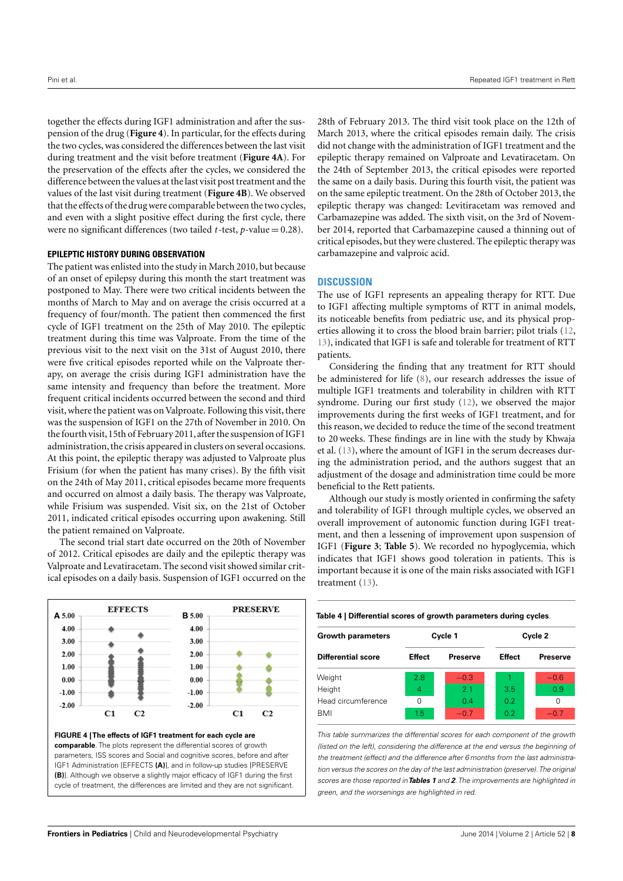together the effects during IGF1 administration and after the suspension of the drug (**Figure 4**). In particular, for the effects during the two cycles, was considered the differences between the last visit during treatment and the visit before treatment (**Figure 4A**). For the preservation of the effects after the cycles, we considered the difference between the values at the last visit post treatment and the values of the last visit during treatment (**Figure 4B**). We observed that the effects of the drug were comparable between the two cycles, and even with a slight positive effect during the first cycle, there were no significant differences (two tailed $t$-test, $p$-value = 0.28).

#### EPILEPTIC HISTORY DURING OBSERVATION

The patient was enlisted into the study in March 2010, but because of an onset of epilepsy during this month the start treatment was postponed to May. There were two critical incidents between the months of March to May and on average the crisis occurred at a frequency of four/month. The patient then commenced the first cycle of IGF1 treatment on the 25th of May 2010. The epileptic treatment during this time was Valproate. From the time of the previous visit to the next visit on the 31st of August 2010, there were five critical episodes reported while on the Valproate therapy, on average the crisis during IGF1 administration have the same intensity and frequency than before the treatment. More frequent critical incidents occurred between the second and third visit, where the patient was on Valproate. Following this visit, there was the suspension of IGF1 on the 27th of November in 2010. On the fourth visit, 15th of February 2011, after the suspension of IGF1 administration, the crisis appeared in clusters on several occasions. At this point, the epileptic therapy was adjusted to Valproate plus Frisium (for when the patient has many crises). By the fifth visit on the 24th of May 2011, critical episodes became more frequents and occurred on almost a daily basis. The therapy was Valproate, while Frisium was suspended. Visit six, on the 21st of October 2011, indicated critical episodes occurring upon awakening. Still the patient remained on Valproate.

The second trial start date occurred on the 20th of November of 2012. Critical episodes are daily and the epileptic therapy was Valproate and Levatiracetam. The second visit showed similar critical episodes on a daily basis. Suspension of IGF1 occurred on the 28th of February 2013. The third visit took place on the 12th of March 2013, where the critical episodes remain daily. The crisis did not change with the administration of IGF1 treatment and the epileptic therapy remained on Valproate and Levatiracetam. On the 24th of September 2013, the critical episodes were reported the same on a daily basis. During this fourth visit, the patient was on the same epileptic treatment. On the 28th of October 2013, the epileptic therapy was changed: Levitiracetam was removed and Carbamazepine was added. The sixth visit, on the 3rd of November 2014, reported that Carbamazepine caused a thinning out of critical episodes, but they were clustered. The epileptic therapy was carbamazepine and valproic acid.

EFFECTS

A

5.00
4.00
3.00
2.00
1.00
0.00
-1.00
-2.00

C1 C2

PRESERVE

B

5.00
4.00
3.00
2.00
1.00
0.00
-1.00
-2.00

C1 C2

**FIGURE 4 | The effects of IGF1 treatment for each cycle are comparable**. The plots represent the differential scores of growth parameters, ISS scores and Social and cognitive scores, before and after IGF1 Administration [EFFECTS **(A)**], and in follow-up studies [PRESERVE **(B)**]. Although we observe a slightly major efficacy of IGF1 during the first cycle of treatment, the differences are limited and they are not significant.

## DISCUSSION

The use of IGF1 represents an appealing therapy for RTT. Due to IGF1 affecting multiple symptoms of RTT in animal models, its noticeable benefits from pediatric use, and its physical properties allowing it to cross the blood brain barrier; pilot trials (12, 13), indicated that IGF1 is safe and tolerable for treatment of RTT patients.

Considering the finding that any treatment for RTT should be administered for life (8), our research addresses the issue of multiple IGF1 treatments and tolerability in children with RTT syndrome. During our first study (12), we observed the major improvements during the first weeks of IGF1 treatment, and for this reason, we decided to reduce the time of the second treatment to 20 weeks. These findings are in line with the study by Khwaja et al. (13), where the amount of IGF1 in the serum decreases during the administration period, and the authors suggest that an adjustment of the dosage and administration time could be more beneficial to the Rett patients.

Although our study is mostly oriented in confirming the safety and tolerability of IGF1 through multiple cycles, we observed an overall improvement of autonomic function during IGF1 treatment, and then a lessening of improvement upon suspension of IGF1 (**Figure 3**; **Table 5**). We recorded no hypoglycemia, which indicates that IGF1 shows good toleration in patients. This is important because it is one of the main risks associated with IGF1 treatment (13).

**Table 4 | Differential scores of growth parameters during cycles**.

| Growth parameters | Cycle 1 | | Cycle 2 | |
|---|---|---|---|---|
| **Differential score** | **Effect** | **Preserve** | **Effect** | **Preserve** |
| Weight | 2.8 | −0.3 | 1 | −0.6 |
| Height | 4 | 2.1 | 3.5 | 0.9 |
| Head circumference | 0 | 0.4 | 0.2 | 0 |
| BMI | 1.5 | −0.7 | 0.2 | −0.7 |

*This table summarizes the differential scores for each component of the growth (listed on the left), considering the difference at the end versus the beginning of the treatment (effect) and the difference after 6 months from the last administration versus the scores on the day of the last administration (preserve). The original scores are those reported in **Tables 1** and **2**. The improvements are highlighted in green, and the worsenings are highlighted in red.*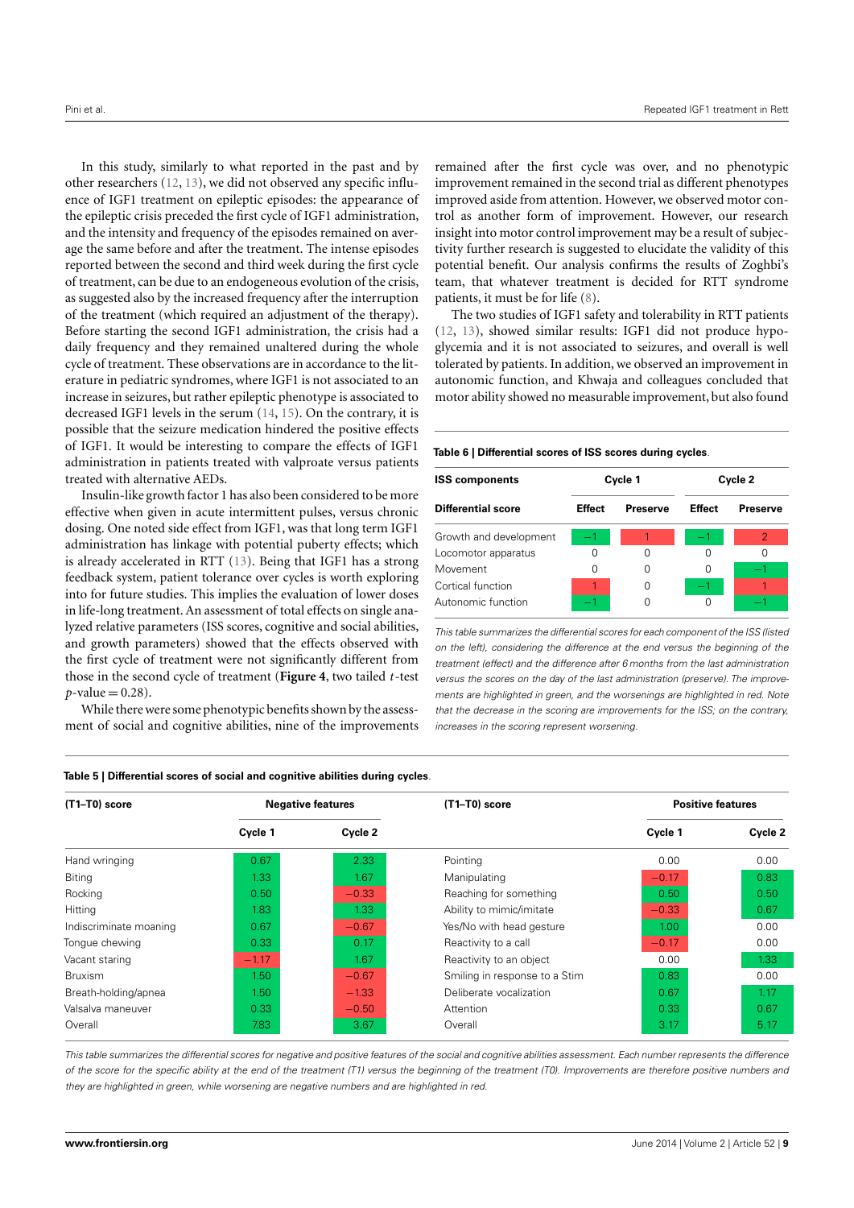In this study, similarly to what reported in the past and by other researchers (12, 13), we did not observed any specific influence of IGF1 treatment on epileptic episodes: the appearance of the epileptic crisis preceded the first cycle of IGF1 administration, and the intensity and frequency of the episodes remained on average the same before and after the treatment. The intense episodes reported between the second and third week during the first cycle of treatment, can be due to an endogeneous evolution of the crisis, as suggested also by the increased frequency after the interruption of the treatment (which required an adjustment of the therapy). Before starting the second IGF1 administration, the crisis had a daily frequency and they remained unaltered during the whole cycle of treatment. These observations are in accordance to the literature in pediatric syndromes, where IGF1 is not associated to an increase in seizures, but rather epileptic phenotype is associated to decreased IGF1 levels in the serum (14, 15). On the contrary, it is possible that the seizure medication hindered the positive effects of IGF1. It would be interesting to compare the effects of IGF1 administration in patients treated with valproate versus patients treated with alternative AEDs.

Insulin-like growth factor 1 has also been considered to be more effective when given in acute intermittent pulses, versus chronic dosing. One noted side effect from IGF1, was that long term IGF1 administration has linkage with potential puberty effects; which is already accelerated in RTT (13). Being that IGF1 has a strong feedback system, patient tolerance over cycles is worth exploring into for future studies. This implies the evaluation of lower doses in life-long treatment. An assessment of total effects on single analyzed relative parameters (ISS scores, cognitive and social abilities, and growth parameters) showed that the effects observed with the first cycle of treatment were not significantly different from those in the second cycle of treatment (**Figure 4**, two tailed *t*-test $p$-value = 0.28).

While there were some phenotypic benefits shown by the assessment of social and cognitive abilities, nine of the improvements remained after the first cycle was over, and no phenotypic improvement remained in the second trial as different phenotypes improved aside from attention. However, we observed motor control as another form of improvement. However, our research insight into motor control improvement may be a result of subjectivity further research is suggested to elucidate the validity of this potential benefit. Our analysis confirms the results of Zoghbi's team, that whatever treatment is decided for RTT syndrome patients, it must be for life (8).

The two studies of IGF1 safety and tolerability in RTT patients (12, 13), showed similar results: IGF1 did not produce hypoglycemia and it is not associated to seizures, and overall is well tolerated by patients. In addition, we observed an improvement in autonomic function, and Khwaja and colleagues concluded that motor ability showed no measurable improvement, but also found

**Table 6 | Differential scores of ISS scores during cycles**.

| ISS components | Cycle 1 | | Cycle 2 | |
|---|---|---|---|---|
| **Differential score** | **Effect** | **Preserve** | **Effect** | **Preserve** |
| Growth and development | −1 | 1 | −1 | 2 |
| Locomotor apparatus | 0 | 0 | 0 | 0 |
| Movement | 0 | 0 | 0 | −1 |
| Cortical function | 1 | 0 | −1 | 1 |
| Autonomic function | −1 | 0 | 0 | −1 |

*This table summarizes the differential scores for each component of the ISS (listed on the left), considering the difference at the end versus the beginning of the treatment (effect) and the difference after 6 months from the last administration versus the scores on the day of the last administration (preserve). The improvements are highlighted in green, and the worsenings are highlighted in red. Note that the decrease in the scoring are improvements for the ISS; on the contrary, increases in the scoring represent worsening.*

**Table 5 | Differential scores of social and cognitive abilities during cycles**.

| (T1–T0) score | Negative features | | (T1–T0) score | Positive features | |
|---|---|---|---|---|---|
| | **Cycle 1** | **Cycle 2** | | **Cycle 1** | **Cycle 2** |
| Hand wringing | 0.67 | 2.33 | Pointing | 0.00 | 0.00 |
| Biting | 1.33 | 1.67 | Manipulating | −0.17 | 0.83 |
| Rocking | 0.50 | −0.33 | Reaching for something | 0.50 | 0.50 |
| Hitting | 1.83 | 1.33 | Ability to mimic/imitate | −0.33 | 0.67 |
| Indiscriminate moaning | 0.67 | −0.67 | Yes/No with head gesture | 1.00 | 0.00 |
| Tongue chewing | 0.33 | 0.17 | Reactivity to a call | −0.17 | 0.00 |
| Vacant staring | −1.17 | 1.67 | Reactivity to an object | 0.00 | 1.33 |
| Bruxism | 1.50 | −0.67 | Smiling in response to a Stim | 0.83 | 0.00 |
| Breath-holding/apnea | 1.50 | −1.33 | Deliberate vocalization | 0.67 | 1.17 |
| Valsalva maneuver | 0.33 | −0.50 | Attention | 0.33 | 0.67 |
| Overall | 7.83 | 3.67 | Overall | 3.17 | 5.17 |

*This table summarizes the differential scores for negative and positive features of the social and cognitive abilities assessment. Each number represents the difference of the score for the specific ability at the end of the treatment (T1) versus the beginning of the treatment (T0). Improvements are therefore positive numbers and they are highlighted in green, while worsening are negative numbers and are highlighted in red.*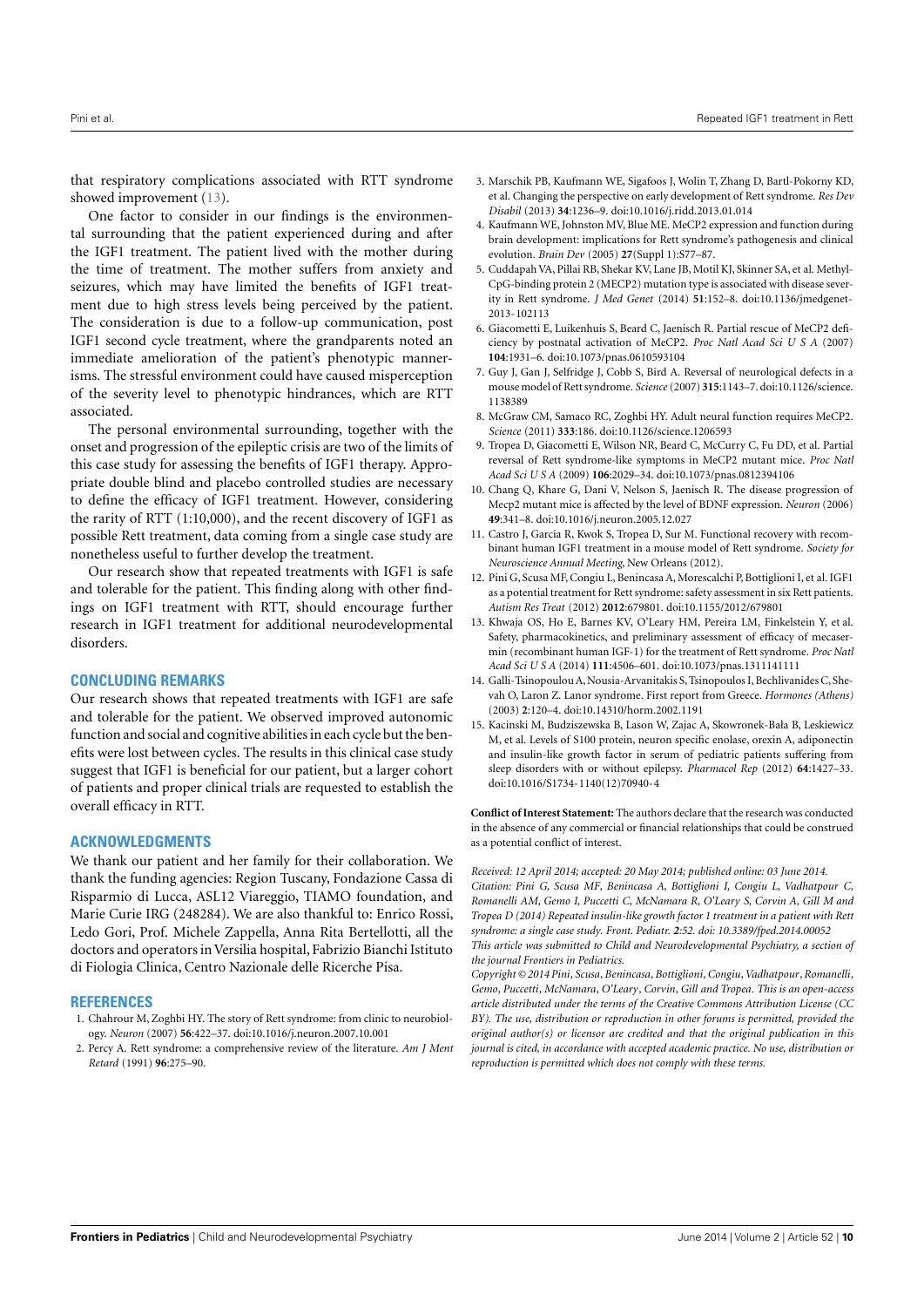that respiratory complications associated with RTT syndrome showed improvement (13).

One factor to consider in our findings is the environmental surrounding that the patient experienced during and after the IGF1 treatment. The patient lived with the mother during the time of treatment. The mother suffers from anxiety and seizures, which may have limited the benefits of IGF1 treatment due to high stress levels being perceived by the patient. The consideration is due to a follow-up communication, post IGF1 second cycle treatment, where the grandparents noted an immediate amelioration of the patient's phenotypic mannerisms. The stressful environment could have caused misperception of the severity level to phenotypic hindrances, which are RTT associated.

The personal environmental surrounding, together with the onset and progression of the epileptic crisis are two of the limits of this case study for assessing the benefits of IGF1 therapy. Appropriate double blind and placebo controlled studies are necessary to define the efficacy of IGF1 treatment. However, considering the rarity of RTT (1:10,000), and the recent discovery of IGF1 as possible Rett treatment, data coming from a single case study are nonetheless useful to further develop the treatment.

Our research show that repeated treatments with IGF1 is safe and tolerable for the patient. This finding along with other findings on IGF1 treatment with RTT, should encourage further research in IGF1 treatment for additional neurodevelopmental disorders.

## CONCLUDING REMARKS

Our research shows that repeated treatments with IGF1 are safe and tolerable for the patient. We observed improved autonomic function and social and cognitive abilities in each cycle but the benefits were lost between cycles. The results in this clinical case study suggest that IGF1 is beneficial for our patient, but a larger cohort of patients and proper clinical trials are requested to establish the overall efficacy in RTT.

## ACKNOWLEDGMENTS

We thank our patient and her family for their collaboration. We thank the funding agencies: Region Tuscany, Fondazione Cassa di Risparmio di Lucca, ASL12 Viareggio, TIAMO foundation, and Marie Curie IRG (248284). We are also thankful to: Enrico Rossi, Ledo Gori, Prof. Michele Zappella, Anna Rita Bertellotti, all the doctors and operators in Versilia hospital, Fabrizio Bianchi Istituto di Fiologia Clinica, Centro Nazionale delle Ricerche Pisa.

## REFERENCES

1. Chahrour M, Zoghbi HY. The story of Rett syndrome: from clinic to neurobiology. *Neuron* (2007) **56**:422–37. doi:10.1016/j.neuron.2007.10.001
2. Percy A. Rett syndrome: a comprehensive review of the literature. *Am J Ment Retard* (1991) **96**:275–90.
3. Marschik PB, Kaufmann WE, Sigafoos J, Wolin T, Zhang D, Bartl-Pokorny KD, et al. Changing the perspective on early development of Rett syndrome. *Res Dev Disabil* (2013) **34**:1236–9. doi:10.1016/j.ridd.2013.01.014
4. Kaufmann WE, Johnston MV, Blue ME. MeCP2 expression and function during brain development: implications for Rett syndrome's pathogenesis and clinical evolution. *Brain Dev* (2005) **27**(Suppl 1):S77–87.
5. Cuddapah VA, Pillai RB, Shekar KV, Lane JB, Motil KJ, Skinner SA, et al. Methyl-CpG-binding protein 2 (MECP2) mutation type is associated with disease severity in Rett syndrome. *J Med Genet* (2014) **51**:152–8. doi:10.1136/jmedgenet-2013-102113
6. Giacometti E, Luikenhuis S, Beard C, Jaenisch R. Partial rescue of MeCP2 deficiency by postnatal activation of MeCP2. *Proc Natl Acad Sci U S A* (2007) **104**:1931–6. doi:10.1073/pnas.0610593104
7. Guy J, Gan J, Selfridge J, Cobb S, Bird A. Reversal of neurological defects in a mouse model of Rett syndrome. *Science* (2007) **315**:1143–7. doi:10.1126/science.1138389
8. McGraw CM, Samaco RC, Zoghbi HY. Adult neural function requires MeCP2. *Science* (2011) **333**:186. doi:10.1126/science.1206593
9. Tropea D, Giacometti E, Wilson NR, Beard C, McCurry C, Fu DD, et al. Partial reversal of Rett syndrome-like symptoms in MeCP2 mutant mice. *Proc Natl Acad Sci U S A* (2009) **106**:2029–34. doi:10.1073/pnas.0812394106
10. Chang Q, Khare G, Dani V, Nelson S, Jaenisch R. The disease progression of Mecp2 mutant mice is affected by the level of BDNF expression. *Neuron* (2006) **49**:341–8. doi:10.1016/j.neuron.2005.12.027
11. Castro J, Garcia R, Kwok S, Tropea D, Sur M. Functional recovery with recombinant human IGF1 treatment in a mouse model of Rett syndrome. *Society for Neuroscience Annual Meeting*, New Orleans (2012).
12. Pini G, Scusa MF, Congiu L, Benincasa A, Morescalchi P, Bottiglioni I, et al. IGF1 as a potential treatment for Rett syndrome: safety assessment in six Rett patients. *Autism Res Treat* (2012) **2012**:679801. doi:10.1155/2012/679801
13. Khwaja OS, Ho E, Barnes KV, O'Leary HM, Pereira LM, Finkelstein Y, et al. Safety, pharmacokinetics, and preliminary assessment of efficacy of mecasermin (recombinant human IGF-1) for the treatment of Rett syndrome. *Proc Natl Acad Sci U S A* (2014) **111**:4506–601. doi:10.1073/pnas.1311141111
14. Galli-Tsinopoulou A, Nousia-Arvanitakis S, Tsinopoulos I, Bechlivanides C, Shevah O, Laron Z. Lanor syndrome. First report from Greece. *Hormones (Athens)* (2003) **2**:120–4. doi:10.14310/horm.2002.1191
15. Kacinski M, Budziszewska B, Lason W, Zajac A, Skowronek-Bała B, Leskiewicz M, et al. Levels of S100 protein, neuron specific enolase, orexin A, adiponectin and insulin-like growth factor in serum of pediatric patients suffering from sleep disorders with or without epilepsy. *Pharmacol Rep* (2012) **64**:1427–33. doi:10.1016/S1734-1140(12)70940-4

**Conflict of Interest Statement:** The authors declare that the research was conducted in the absence of any commercial or financial relationships that could be construed as a potential conflict of interest.

*Received: 12 April 2014; accepted: 20 May 2014; published online: 03 June 2014.*

*Citation: Pini G, Scusa MF, Benincasa A, Bottiglioni I, Congiu L, Vadhatpour C, Romanelli AM, Gemo I, Puccetti C, McNamara R, O'Leary S, Corvin A, Gill M and Tropea D (2014) Repeated insulin-like growth factor 1 treatment in a patient with Rett syndrome: a single case study. Front. Pediatr. 2:52. doi: 10.3389/fped.2014.00052*

*This article was submitted to Child and Neurodevelopmental Psychiatry, a section of the journal Frontiers in Pediatrics.*

*Copyright © 2014 Pini, Scusa, Benincasa, Bottiglioni, Congiu, Vadhatpour, Romanelli, Gemo, Puccetti, McNamara, O'Leary, Corvin, Gill and Tropea. This is an open-access article distributed under the terms of the Creative Commons Attribution License (CC BY). The use, distribution or reproduction in other forums is permitted, provided the original author(s) or licensor are credited and that the original publication in this journal is cited, in accordance with accepted academic practice. No use, distribution or reproduction is permitted which does not comply with these terms.*